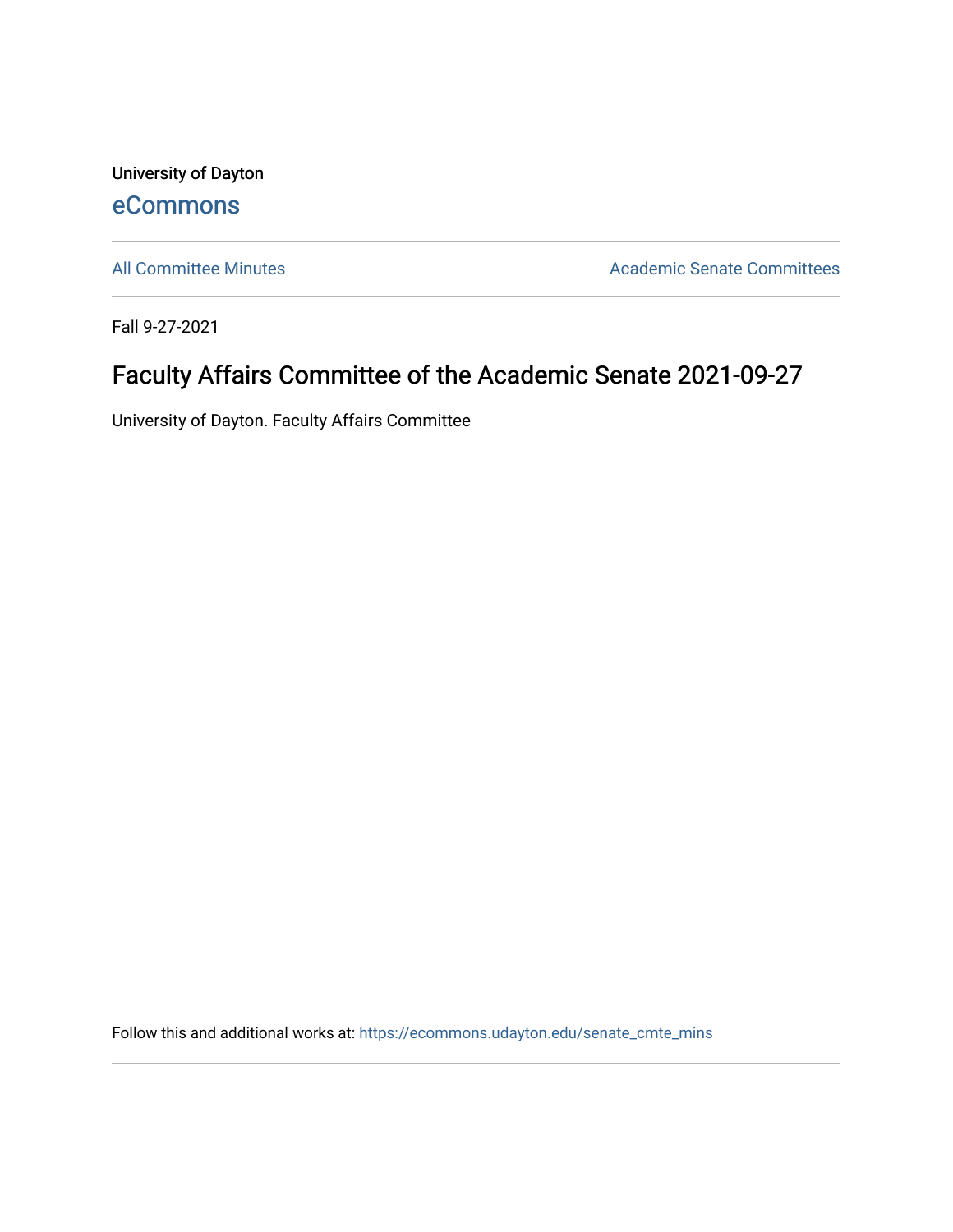University of Dayton

eCommons

All Committee Minutes

Academic Senate Committees

Fall 9-27-2021

# Faculty Affairs Committee of the Academic Senate 2021-09-27

University of Dayton. Faculty Affairs Committee

Follow this and additional works at: https://ecommons.udayton.edu/senate_cmte_mins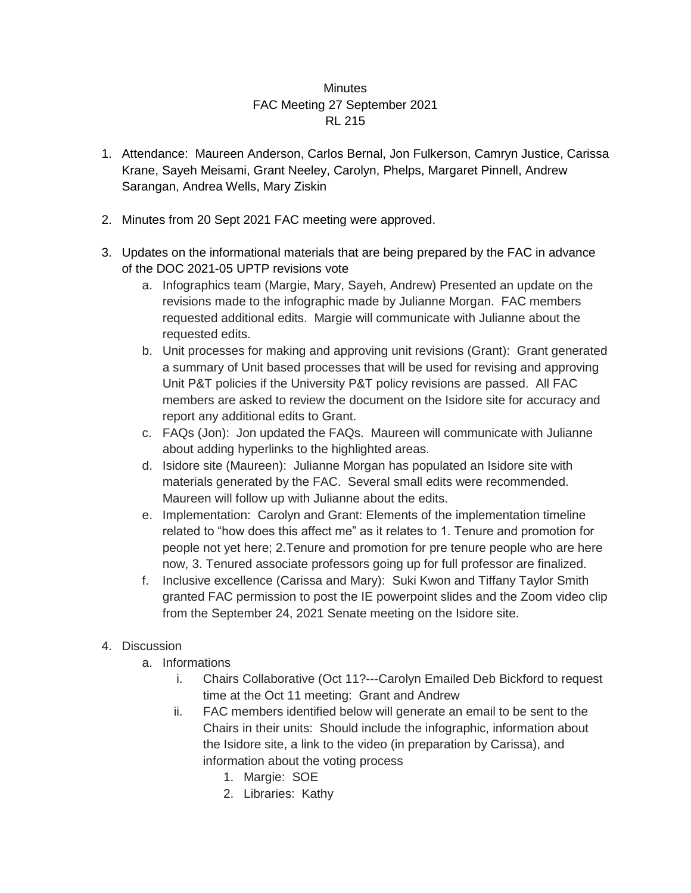Minutes
FAC Meeting 27 September 2021
RL 215

1. Attendance: Maureen Anderson, Carlos Bernal, Jon Fulkerson, Camryn Justice, Carissa Krane, Sayeh Meisami, Grant Neeley, Carolyn, Phelps, Margaret Pinnell, Andrew Sarangan, Andrea Wells, Mary Ziskin

2. Minutes from 20 Sept 2021 FAC meeting were approved.

3. Updates on the informational materials that are being prepared by the FAC in advance of the DOC 2021-05 UPTP revisions vote
   a. Infographics team (Margie, Mary, Sayeh, Andrew) Presented an update on the revisions made to the infographic made by Julianne Morgan. FAC members requested additional edits. Margie will communicate with Julianne about the requested edits.
   b. Unit processes for making and approving unit revisions (Grant): Grant generated a summary of Unit based processes that will be used for revising and approving Unit P&T policies if the University P&T policy revisions are passed. All FAC members are asked to review the document on the Isidore site for accuracy and report any additional edits to Grant.
   c. FAQs (Jon): Jon updated the FAQs. Maureen will communicate with Julianne about adding hyperlinks to the highlighted areas.
   d. Isidore site (Maureen): Julianne Morgan has populated an Isidore site with materials generated by the FAC. Several small edits were recommended. Maureen will follow up with Julianne about the edits.
   e. Implementation: Carolyn and Grant: Elements of the implementation timeline related to "how does this affect me" as it relates to 1. Tenure and promotion for people not yet here; 2.Tenure and promotion for pre tenure people who are here now, 3. Tenured associate professors going up for full professor are finalized.
   f. Inclusive excellence (Carissa and Mary): Suki Kwon and Tiffany Taylor Smith granted FAC permission to post the IE powerpoint slides and the Zoom video clip from the September 24, 2021 Senate meeting on the Isidore site.

4. Discussion
   a. Informations
      i. Chairs Collaborative (Oct 11?---Carolyn Emailed Deb Bickford to request time at the Oct 11 meeting: Grant and Andrew
      ii. FAC members identified below will generate an email to be sent to the Chairs in their units: Should include the infographic, information about the Isidore site, a link to the video (in preparation by Carissa), and information about the voting process
         1. Margie: SOE
         2. Libraries: Kathy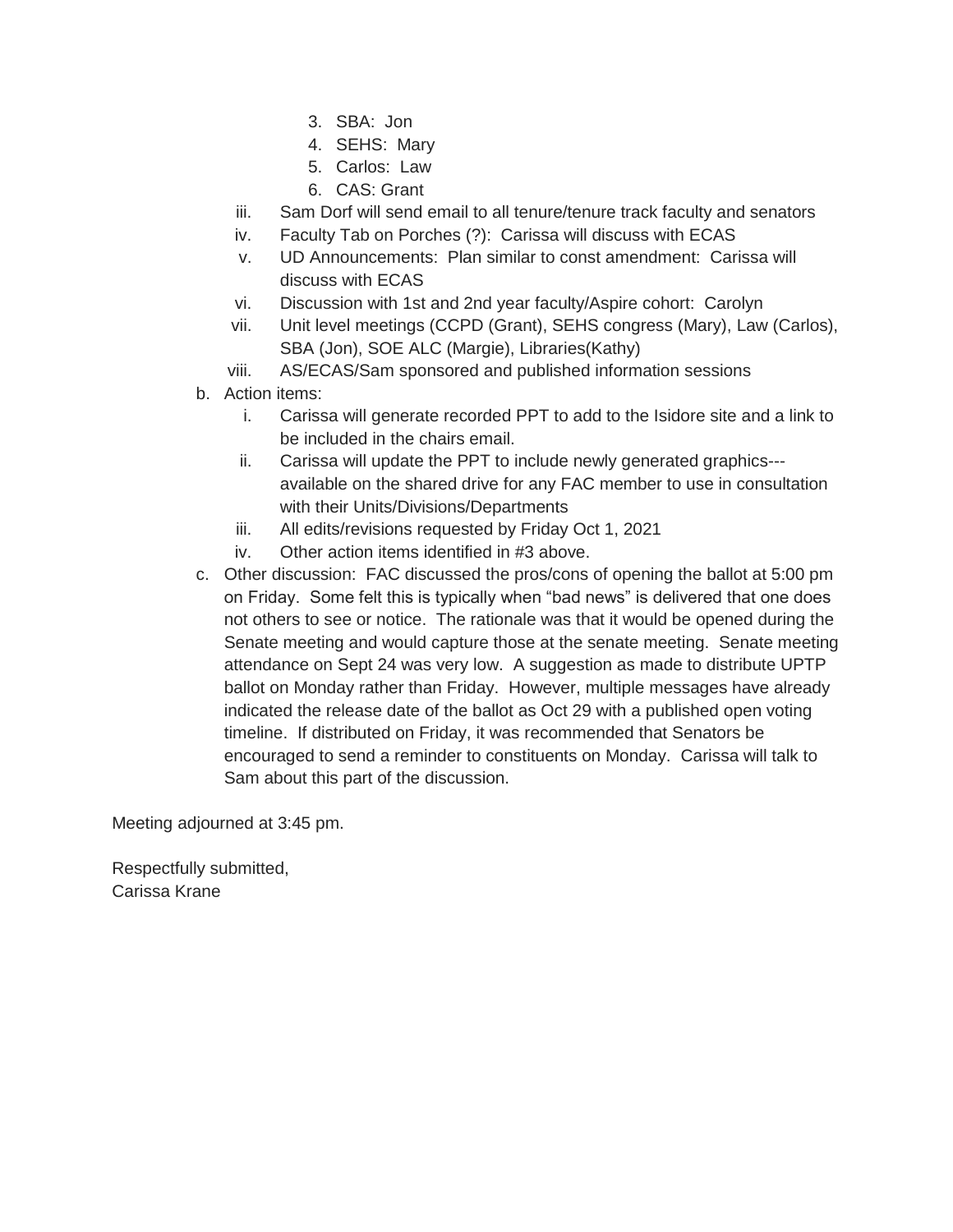3. SBA: Jon
4. SEHS: Mary
5. Carlos: Law
6. CAS: Grant

iii. Sam Dorf will send email to all tenure/tenure track faculty and senators

iv. Faculty Tab on Porches (?): Carissa will discuss with ECAS

v. UD Announcements: Plan similar to const amendment: Carissa will discuss with ECAS

vi. Discussion with 1st and 2nd year faculty/Aspire cohort: Carolyn

vii. Unit level meetings (CCPD (Grant), SEHS congress (Mary), Law (Carlos), SBA (Jon), SOE ALC (Margie), Libraries(Kathy)

viii. AS/ECAS/Sam sponsored and published information sessions

b. Action items:

i. Carissa will generate recorded PPT to add to the Isidore site and a link to be included in the chairs email.

ii. Carissa will update the PPT to include newly generated graphics---available on the shared drive for any FAC member to use in consultation with their Units/Divisions/Departments

iii. All edits/revisions requested by Friday Oct 1, 2021

iv. Other action items identified in #3 above.

c. Other discussion: FAC discussed the pros/cons of opening the ballot at 5:00 pm on Friday. Some felt this is typically when "bad news" is delivered that one does not others to see or notice. The rationale was that it would be opened during the Senate meeting and would capture those at the senate meeting. Senate meeting attendance on Sept 24 was very low. A suggestion as made to distribute UPTP ballot on Monday rather than Friday. However, multiple messages have already indicated the release date of the ballot as Oct 29 with a published open voting timeline. If distributed on Friday, it was recommended that Senators be encouraged to send a reminder to constituents on Monday. Carissa will talk to Sam about this part of the discussion.

Meeting adjourned at 3:45 pm.

Respectfully submitted,
Carissa Krane